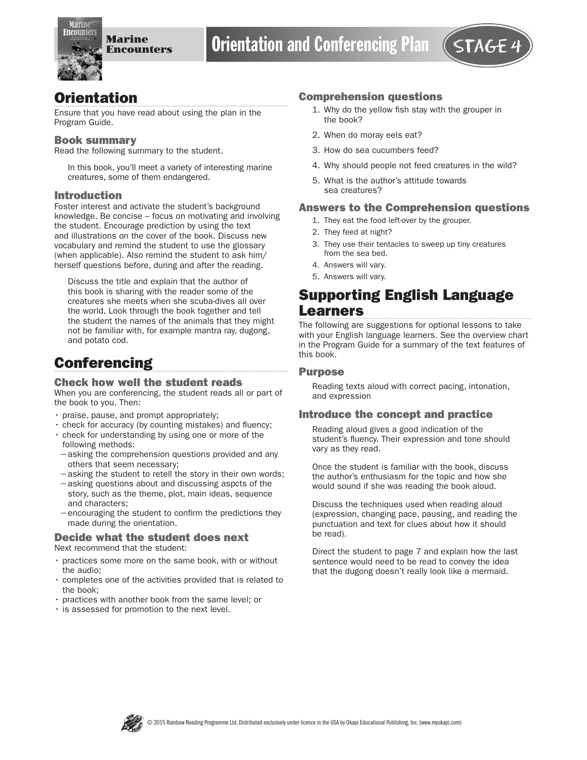# Orientation and Conferencing Plan

**Marine Encounters** — STAGE 4

## Orientation

Ensure that you have read about using the plan in the Program Guide.

### Book summary

Read the following summary to the student.

> In this book, you'll meet a variety of interesting marine creatures, some of them endangered.

### Introduction

Foster interest and activate the student's background knowledge. Be concise – focus on motivating and involving the student. Encourage prediction by using the text and illustrations on the cover of the book. Discuss new vocabulary and remind the student to use the glossary (when applicable). Also remind the student to ask him/herself questions before, during and after the reading.

> Discuss the title and explain that the author of this book is sharing with the reader some of the creatures she meets when she scuba-dives all over the world. Look through the book together and tell the student the names of the animals that they might not be familiar with, for example mantra ray, dugong, and potato cod.

## Conferencing

### Check how well the student reads

When you are conferencing, the student reads all or part of the book to you. Then:

- praise, pause, and prompt appropriately;
- check for accuracy (by counting mistakes) and fluency;
- check for understanding by using one or more of the following methods:
  - asking the comprehension questions provided and any others that seem necessary;
  - asking the student to retell the story in their own words;
  - asking questions about and discussing aspcts of the story, such as the theme, plot, main ideas, sequence and characters;
  - encouraging the student to confirm the predictions they made during the orientation.

### Decide what the student does next

Next recommend that the student:

- practices some more on the same book, with or without the audio;
- completes one of the activities provided that is related to the book;
- practices with another book from the same level; or
- is assessed for promotion to the next level.

### Comprehension questions

1. Why do the yellow fish stay with the grouper in the book?
2. When do moray eels eat?
3. How do sea cucumbers feed?
4. Why should people not feed creatures in the wild?
5. What is the author's attitude towards sea creatures?

### Answers to the Comprehension questions

1. They eat the food left-over by the grouper.
2. They feed at night?
3. They use their tentacles to sweep up tiny creatures from the sea bed.
4. Answers will vary.
5. Answers will vary.

## Supporting English Language Learners

The following are suggestions for optional lessons to take with your English language learners. See the overview chart in the Program Guide for a summary of the text features of this book.

### Purpose

Reading texts aloud with correct pacing, intonation, and expression

### Introduce the concept and practice

Reading aloud gives a good indication of the student's fluency. Their expression and tone should vary as they read.

Once the student is familiar with the book, discuss the author's enthusiasm for the topic and how she would sound if she was reading the book aloud.

Discuss the techniques used when reading aloud (expression, changing pace, pausing, and reading the punctuation and text for clues about how it should be read).

Direct the student to page 7 and explain how the last sentence would need to be read to convey the idea that the dugong doesn't really look like a mermaid.

© 2015 Rainbow Reading Programme Ltd. Distributed exclusively under licence in the USA by Okapi Educational Publishing, Inc. (www.myokapi.com)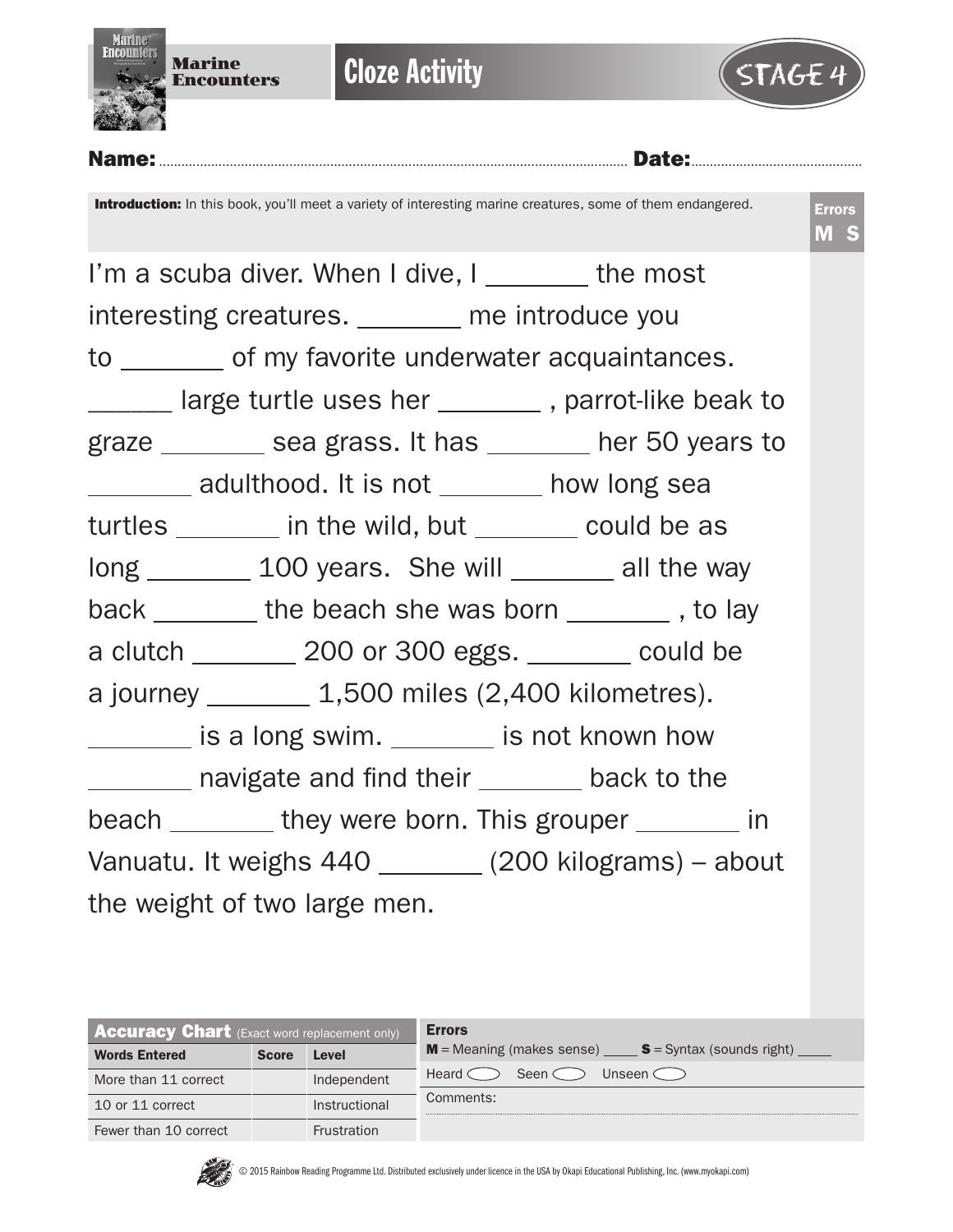**Marine Encounters**

# Cloze Activity

STAGE 4

**Name:** ............................................................ **Date:** ..........................................

**Introduction:** In this book, you'll meet a variety of interesting marine creatures, some of them endangered.

**Errors**
**M S**

I'm a scuba diver. When I dive, I _______ the most interesting creatures. _______ me introduce you to _______ of my favorite underwater acquaintances. ______ large turtle uses her _______ , parrot-like beak to graze _______ sea grass. It has _______ her 50 years to _______ adulthood. It is not _______ how long sea turtles _______ in the wild, but _______ could be as long _______ 100 years. She will _______ all the way back _______ the beach she was born _______ , to lay a clutch _______ 200 or 300 eggs. _______ could be a journey _______ 1,500 miles (2,400 kilometres). _______ is a long swim. _______ is not known how _______ navigate and find their _______ back to the beach _______ they were born. This grouper _______ in Vanuatu. It weighs 440 _______ (200 kilograms) – about the weight of two large men.

| **Accuracy Chart** (Exact word replacement only) | | |
|---|---|---|
| **Words Entered** | **Score** | **Level** |
| More than 11 correct | | Independent |
| 10 or 11 correct | | Instructional |
| Fewer than 10 correct | | Frustration |

**Errors**

**M** = Meaning (makes sense) ____ **S** = Syntax (sounds right) ____

Heard ◯ Seen ◯ Unseen ◯

Comments:

© 2015 Rainbow Reading Programme Ltd. Distributed exclusively under licence in the USA by Okapi Educational Publishing, Inc. (www.myokapi.com)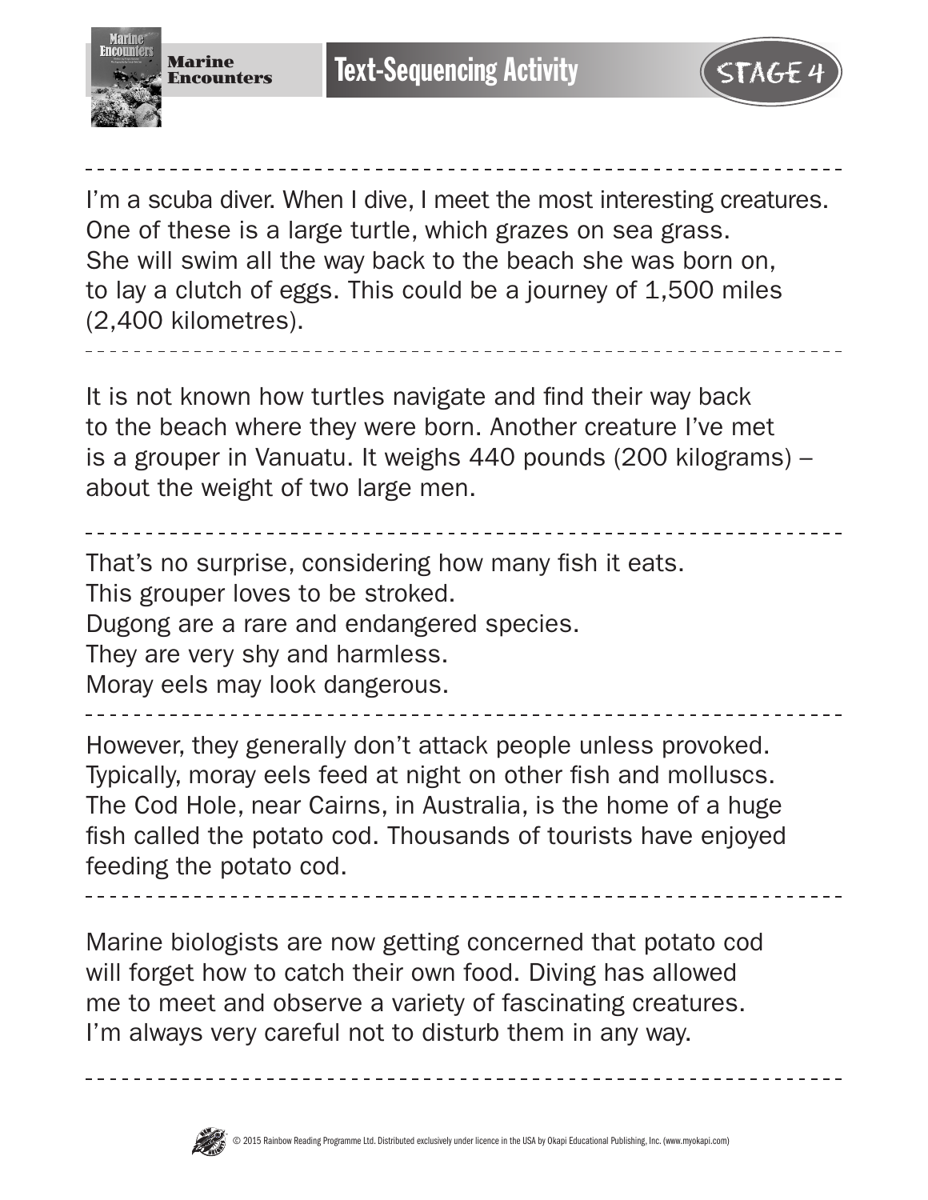# Text-Sequencing Activity

I'm a scuba diver. When I dive, I meet the most interesting creatures. One of these is a large turtle, which grazes on sea grass. She will swim all the way back to the beach she was born on, to lay a clutch of eggs. This could be a journey of 1,500 miles (2,400 kilometres).

---

It is not known how turtles navigate and find their way back to the beach where they were born. Another creature I've met is a grouper in Vanuatu. It weighs 440 pounds (200 kilograms) – about the weight of two large men.

---

That's no surprise, considering how many fish it eats.
This grouper loves to be stroked.
Dugong are a rare and endangered species.
They are very shy and harmless.
Moray eels may look dangerous.

---

However, they generally don't attack people unless provoked. Typically, moray eels feed at night on other fish and molluscs. The Cod Hole, near Cairns, in Australia, is the home of a huge fish called the potato cod. Thousands of tourists have enjoyed feeding the potato cod.

---

Marine biologists are now getting concerned that potato cod will forget how to catch their own food. Diving has allowed me to meet and observe a variety of fascinating creatures. I'm always very careful not to disturb them in any way.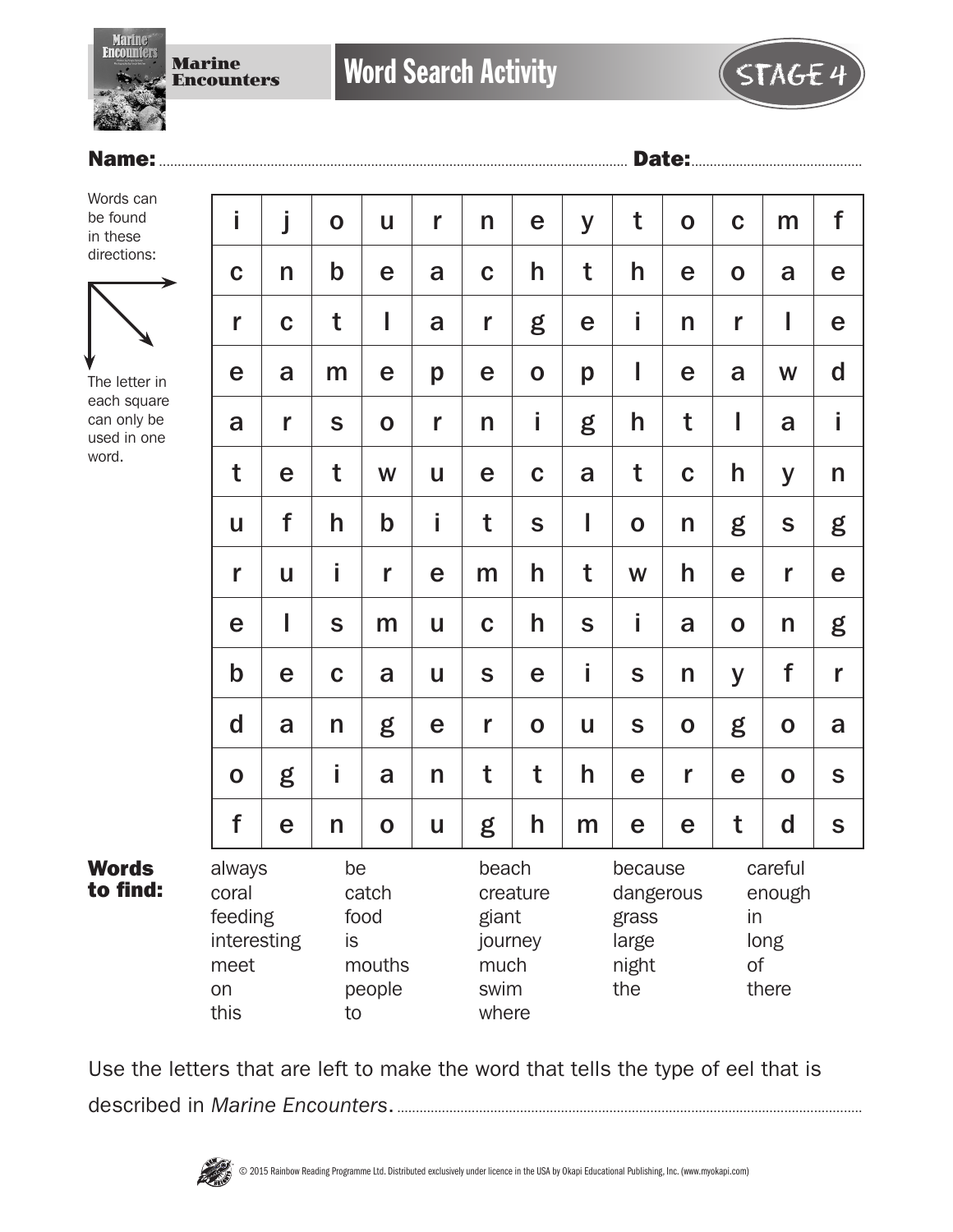# Marine Encounters — Word Search Activity

STAGE 4

**Name:** ........................................................ **Date:** ..........................................

Words can be found in these directions: → ↘ ↓

The letter in each square can only be used in one word.

| | | | | | | | | | | | | |
|---|---|---|---|---|---|---|---|---|---|---|---|---|
| i | j | o | u | r | n | e | y | t | o | c | m | f |
| c | n | b | e | a | c | h | t | h | e | o | a | e |
| r | c | t | l | a | r | g | e | i | n | r | l | e |
| e | a | m | e | p | e | o | p | l | e | a | w | d |
| a | r | s | o | r | n | i | g | h | t | l | a | i |
| t | e | t | w | u | e | c | a | t | c | h | y | n |
| u | f | h | b | i | t | s | l | o | n | g | s | g |
| r | u | i | r | e | m | h | t | w | h | e | r | e |
| e | l | s | m | u | c | h | s | i | a | o | n | g |
| b | e | c | a | u | s | e | i | s | n | y | f | r |
| d | a | n | g | e | r | o | u | s | o | g | o | a |
| o | g | i | a | n | t | t | h | e | r | e | o | s |
| f | e | n | o | u | g | h | m | e | e | t | d | s |

**Words to find:**

| | | | | |
|---|---|---|---|---|
| always | be | beach | because | careful |
| coral | catch | creature | dangerous | enough |
| feeding | food | giant | grass | in |
| interesting | is | journey | large | long |
| meet | mouths | much | night | of |
| on | people | swim | the | there |
| this | to | where | | |

Use the letters that are left to make the word that tells the type of eel that is described in *Marine Encounters*. ..........................................................................

© 2015 Rainbow Reading Programme Ltd. Distributed exclusively under licence in the USA by Okapi Educational Publishing, Inc. (www.myokapi.com)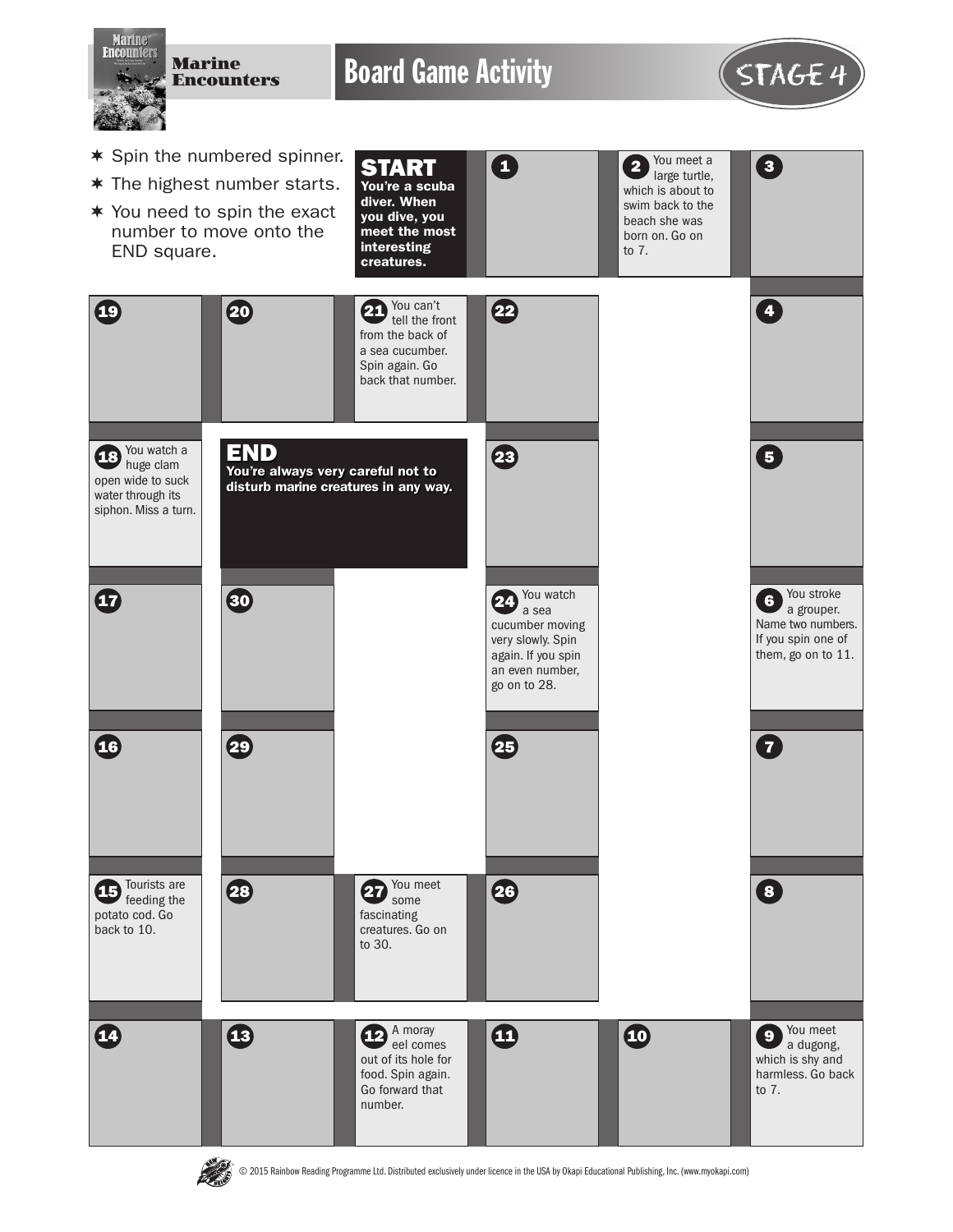# Marine Encounters

## Board Game Activity

STAGE 4

- Spin the numbered spinner.
- The highest number starts.
- You need to spin the exact number to move onto the END square.

**START**
**You're a scuba diver. When you dive, you meet the most interesting creatures.**

1

2 You meet a large turtle, which is about to swim back to the beach she was born on. Go on to 7.

3

4

5

6 You stroke a grouper. Name two numbers. If you spin one of them, go on to 11.

7

8

9 You meet a dugong, which is shy and harmless. Go back to 7.

10

11

12 A moray eel comes out of its hole for food. Spin again. Go forward that number.

13

14

15 Tourists are feeding the potato cod. Go back to 10.

16

17

18 You watch a huge clam open wide to suck water through its siphon. Miss a turn.

19

20

21 You can't tell the front from the back of a sea cucumber. Spin again. Go back that number.

22

23

24 You watch a sea cucumber moving very slowly. Spin again. If you spin an even number, go on to 28.

25

26

27 You meet some fascinating creatures. Go on to 30.

28

29

30

**END**
**You're always very careful not to disturb marine creatures in any way.**

© 2015 Rainbow Reading Programme Ltd. Distributed exclusively under licence in the USA by Okapi Educational Publishing, Inc. (www.myokapi.com)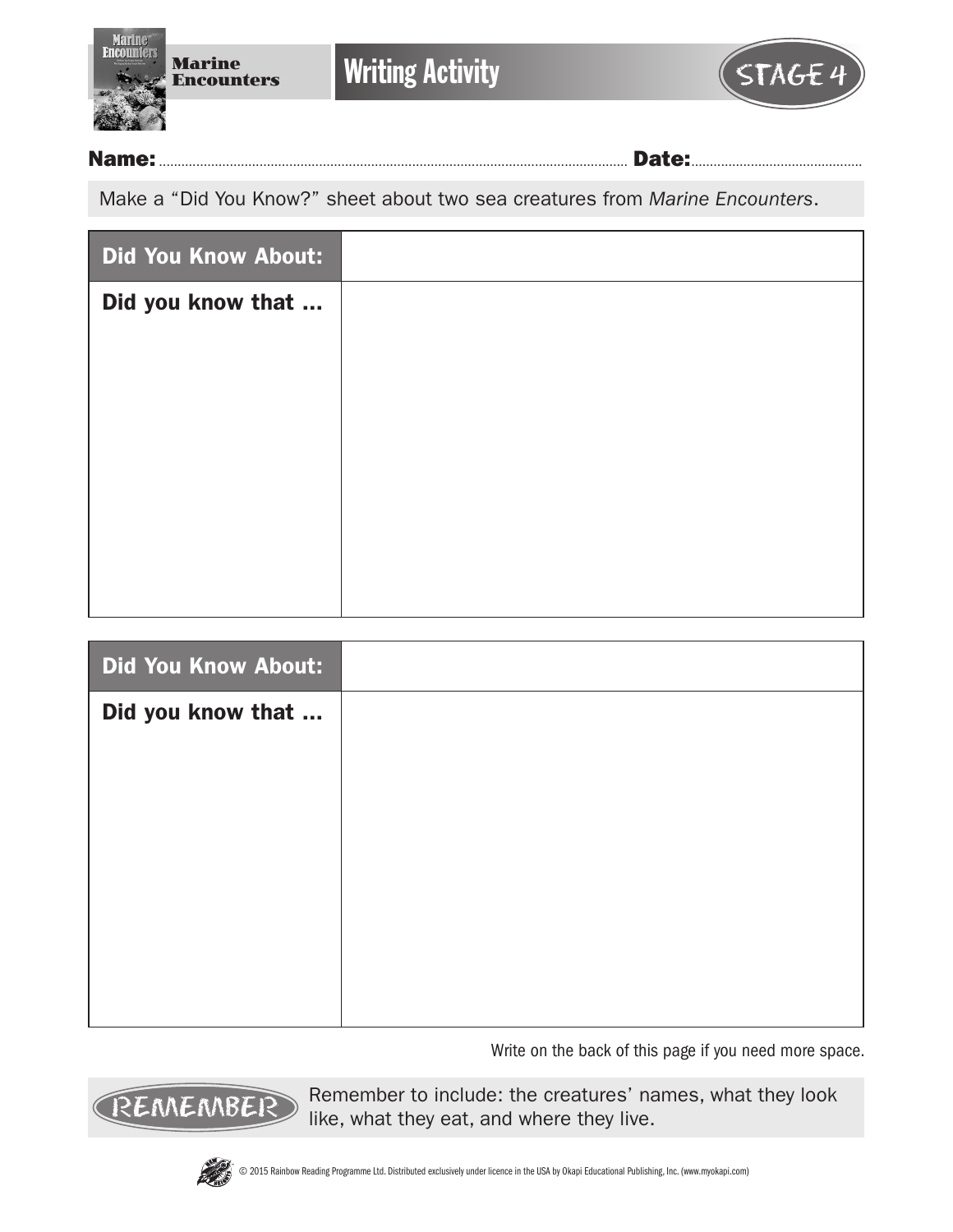Marine Encounters

# Writing Activity

STAGE 4

**Name:** ........................................................................ **Date:** ..........................................

Make a "Did You Know?" sheet about two sea creatures from *Marine Encounters*.

| **Did You Know About:** | |
|---|---|
| **Did you know that ...** | |

| **Did You Know About:** | |
|---|---|
| **Did you know that ...** | |

Write on the back of this page if you need more space.

REMEMBER: Remember to include: the creatures' names, what they look like, what they eat, and where they live.

© 2015 Rainbow Reading Programme Ltd. Distributed exclusively under licence in the USA by Okapi Educational Publishing, Inc. (www.myokapi.com)